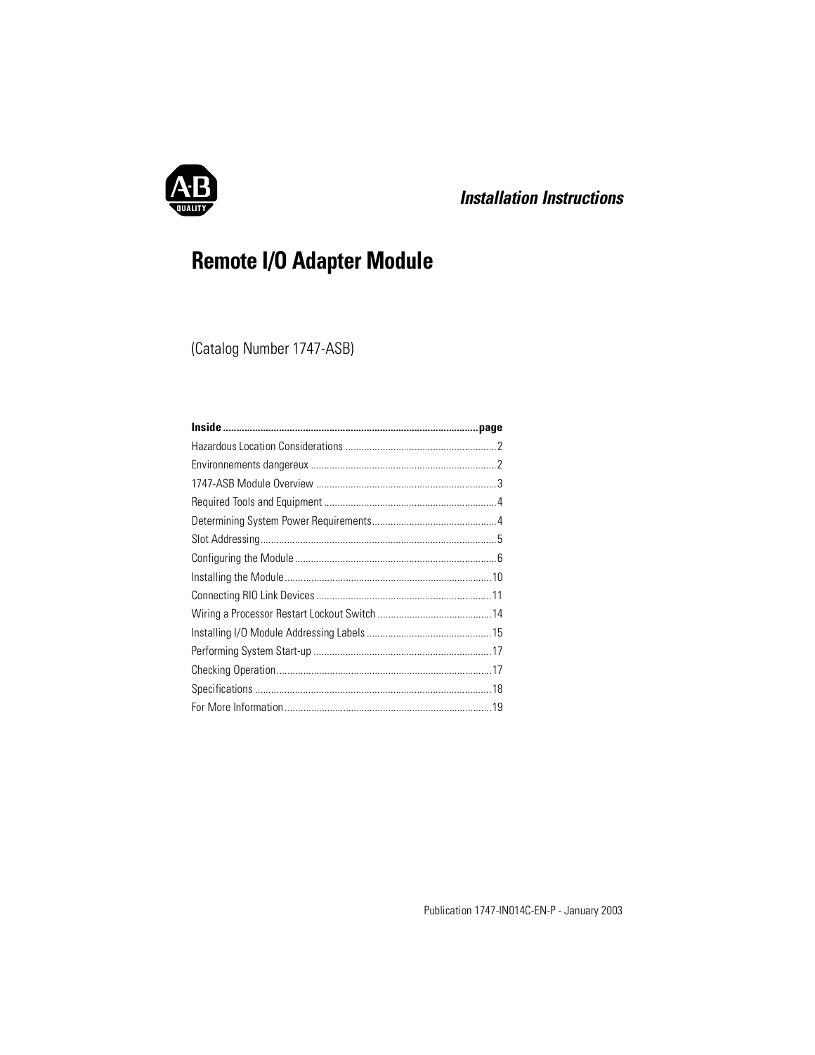*Installation Instructions*

# Remote I/O Adapter Module

(Catalog Number 1747-ASB)

| Inside | page |
|---|---|
| Hazardous Location Considerations | 2 |
| Environnements dangereux | 2 |
| 1747-ASB Module Overview | 3 |
| Required Tools and Equipment | 4 |
| Determining System Power Requirements | 4 |
| Slot Addressing | 5 |
| Configuring the Module | 6 |
| Installing the Module | 10 |
| Connecting RIO Link Devices | 11 |
| Wiring a Processor Restart Lockout Switch | 14 |
| Installing I/O Module Addressing Labels | 15 |
| Performing System Start-up | 17 |
| Checking Operation | 17 |
| Specifications | 18 |
| For More Information | 19 |

Publication 1747-IN014C-EN-P - January 2003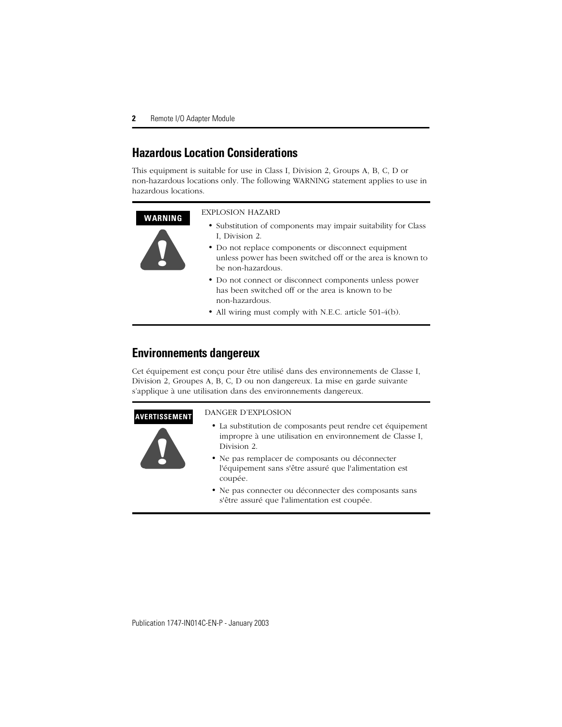## Hazardous Location Considerations

This equipment is suitable for use in Class I, Division 2, Groups A, B, C, D or non-hazardous locations only. The following WARNING statement applies to use in hazardous locations.

**WARNING**

EXPLOSION HAZARD

- Substitution of components may impair suitability for Class I, Division 2.
- Do not replace components or disconnect equipment unless power has been switched off or the area is known to be non-hazardous.
- Do not connect or disconnect components unless power has been switched off or the area is known to be non-hazardous.
- All wiring must comply with N.E.C. article 501-4(b).

## Environnements dangereux

Cet équipement est conçu pour être utilisé dans des environnements de Classe I, Division 2, Groupes A, B, C, D ou non dangereux. La mise en garde suivante s'applique à une utilisation dans des environnements dangereux.

**AVERTISSEMENT**

DANGER D'EXPLOSION

- La substitution de composants peut rendre cet équipement impropre à une utilisation en environnement de Classe I, Division 2.
- Ne pas remplacer de composants ou déconnecter l'équipement sans s'être assuré que l'alimentation est coupée.
- Ne pas connecter ou déconnecter des composants sans s'être assuré que l'alimentation est coupée.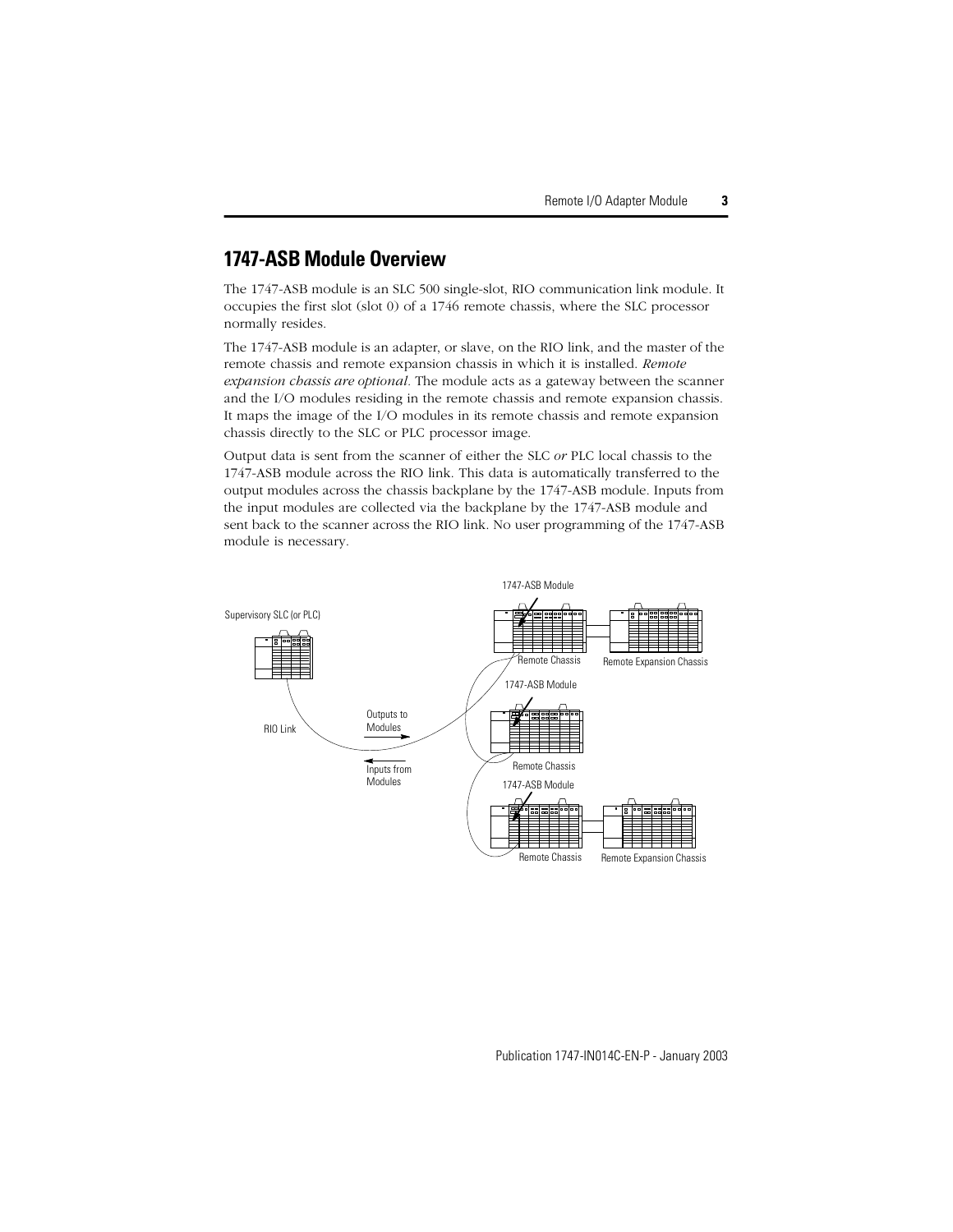## 1747-ASB Module Overview

The 1747-ASB module is an SLC 500 single-slot, RIO communication link module. It occupies the first slot (slot 0) of a 1746 remote chassis, where the SLC processor normally resides.

The 1747-ASB module is an adapter, or slave, on the RIO link, and the master of the remote chassis and remote expansion chassis in which it is installed. *Remote expansion chassis are optional*. The module acts as a gateway between the scanner and the I/O modules residing in the remote chassis and remote expansion chassis. It maps the image of the I/O modules in its remote chassis and remote expansion chassis directly to the SLC or PLC processor image.

Output data is sent from the scanner of either the SLC *or* PLC local chassis to the 1747-ASB module across the RIO link. This data is automatically transferred to the output modules across the chassis backplane by the 1747-ASB module. Inputs from the input modules are collected via the backplane by the 1747-ASB module and sent back to the scanner across the RIO link. No user programming of the 1747-ASB module is necessary.

Supervisory SLC (or PLC)

RIO Link

Outputs to Modules

Inputs from Modules

1747-ASB Module

Remote Chassis

Remote Expansion Chassis

1747-ASB Module

Remote Chassis

1747-ASB Module

Remote Chassis

Remote Expansion Chassis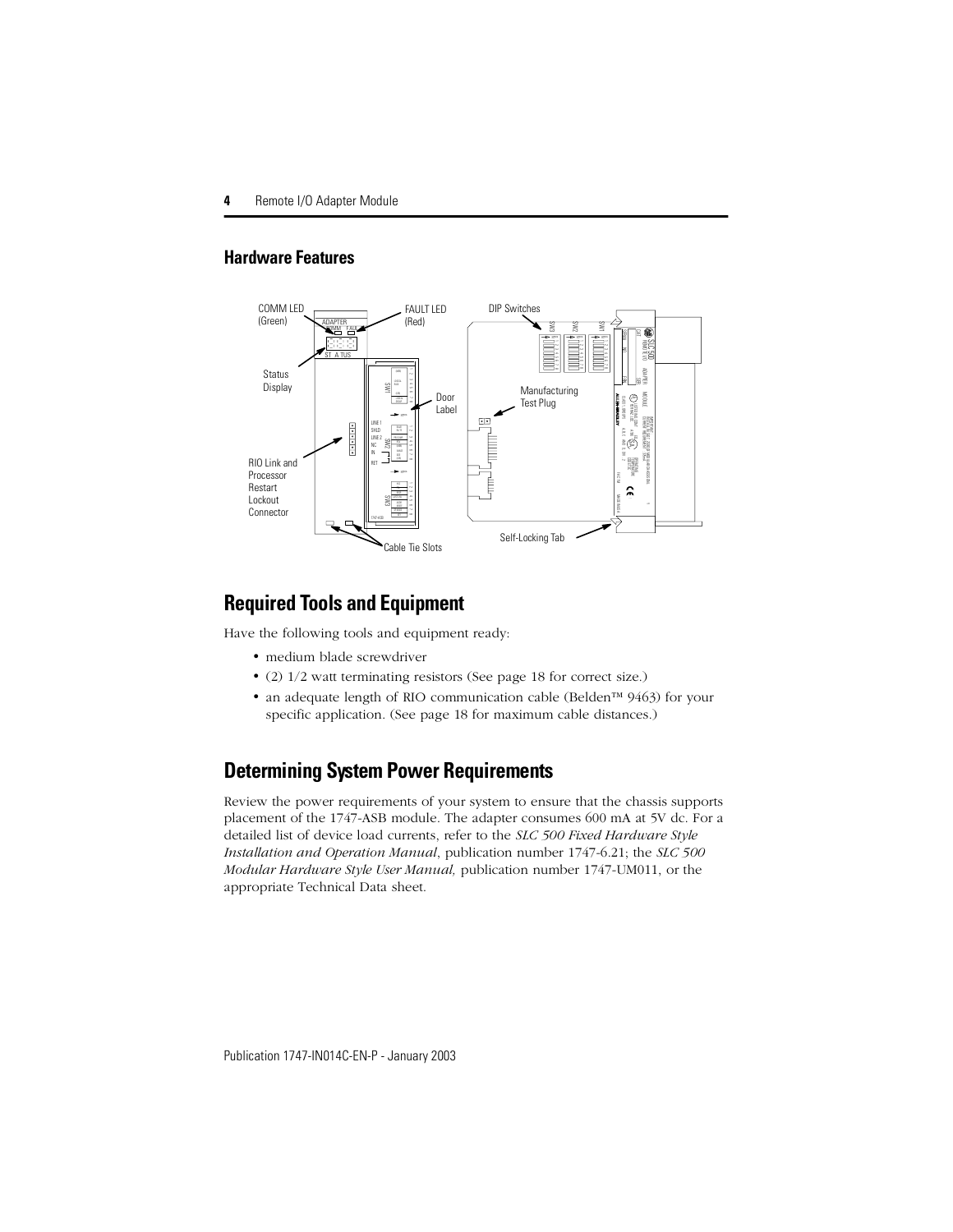## Hardware Features

COMM LED (Green)

FAULT LED (Red)

Status Display

Door Label

RIO Link and Processor Restart Lockout Connector

Cable Tie Slots

DIP Switches

Manufacturing Test Plug

Self-Locking Tab

# Required Tools and Equipment

Have the following tools and equipment ready:

- medium blade screwdriver
- (2) 1/2 watt terminating resistors (See page 18 for correct size.)
- an adequate length of RIO communication cable (Belden™ 9463) for your specific application. (See page 18 for maximum cable distances.)

# Determining System Power Requirements

Review the power requirements of your system to ensure that the chassis supports placement of the 1747-ASB module. The adapter consumes 600 mA at 5V dc. For a detailed list of device load currents, refer to the *SLC 500 Fixed Hardware Style Installation and Operation Manual*, publication number 1747-6.21; the *SLC 500 Modular Hardware Style User Manual,* publication number 1747-UM011, or the appropriate Technical Data sheet.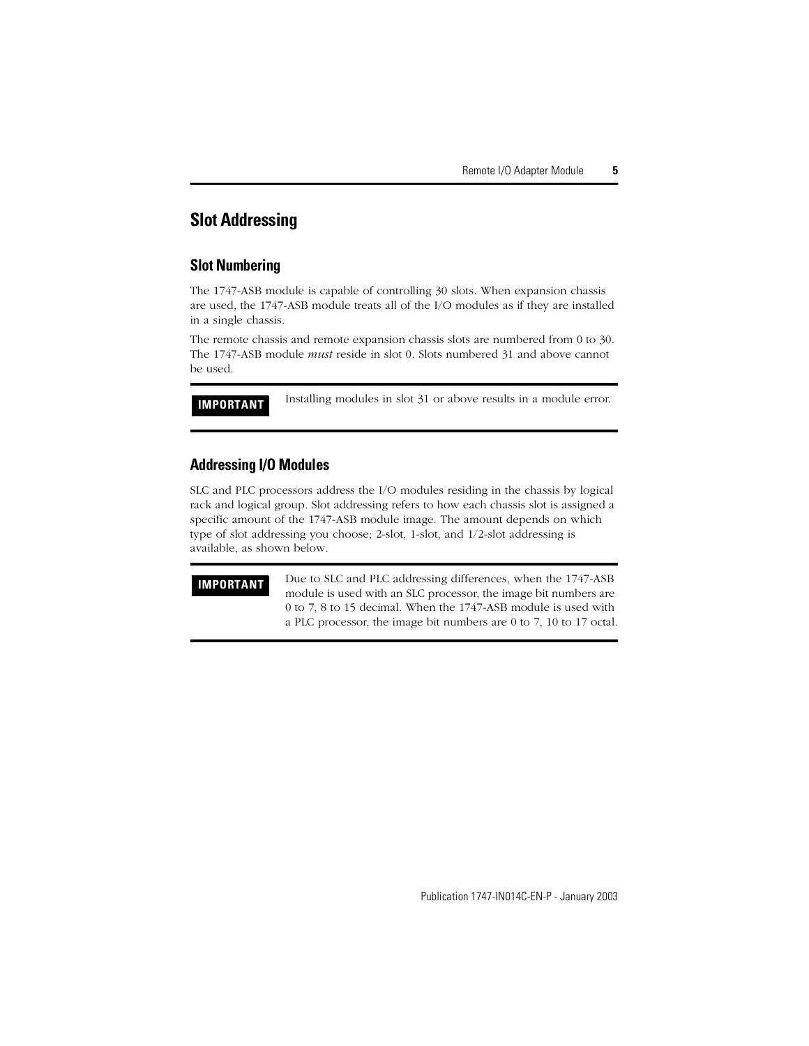## Slot Addressing

### Slot Numbering

The 1747-ASB module is capable of controlling 30 slots. When expansion chassis are used, the 1747-ASB module treats all of the I/O modules as if they are installed in a single chassis.

The remote chassis and remote expansion chassis slots are numbered from 0 to 30. The 1747-ASB module *must* reside in slot 0. Slots numbered 31 and above cannot be used.

> **IMPORTANT** Installing modules in slot 31 or above results in a module error.

### Addressing I/O Modules

SLC and PLC processors address the I/O modules residing in the chassis by logical rack and logical group. Slot addressing refers to how each chassis slot is assigned a specific amount of the 1747-ASB module image. The amount depends on which type of slot addressing you choose; 2-slot, 1-slot, and 1/2-slot addressing is available, as shown below.

> **IMPORTANT** Due to SLC and PLC addressing differences, when the 1747-ASB module is used with an SLC processor, the image bit numbers are 0 to 7, 8 to 15 decimal. When the 1747-ASB module is used with a PLC processor, the image bit numbers are 0 to 7, 10 to 17 octal.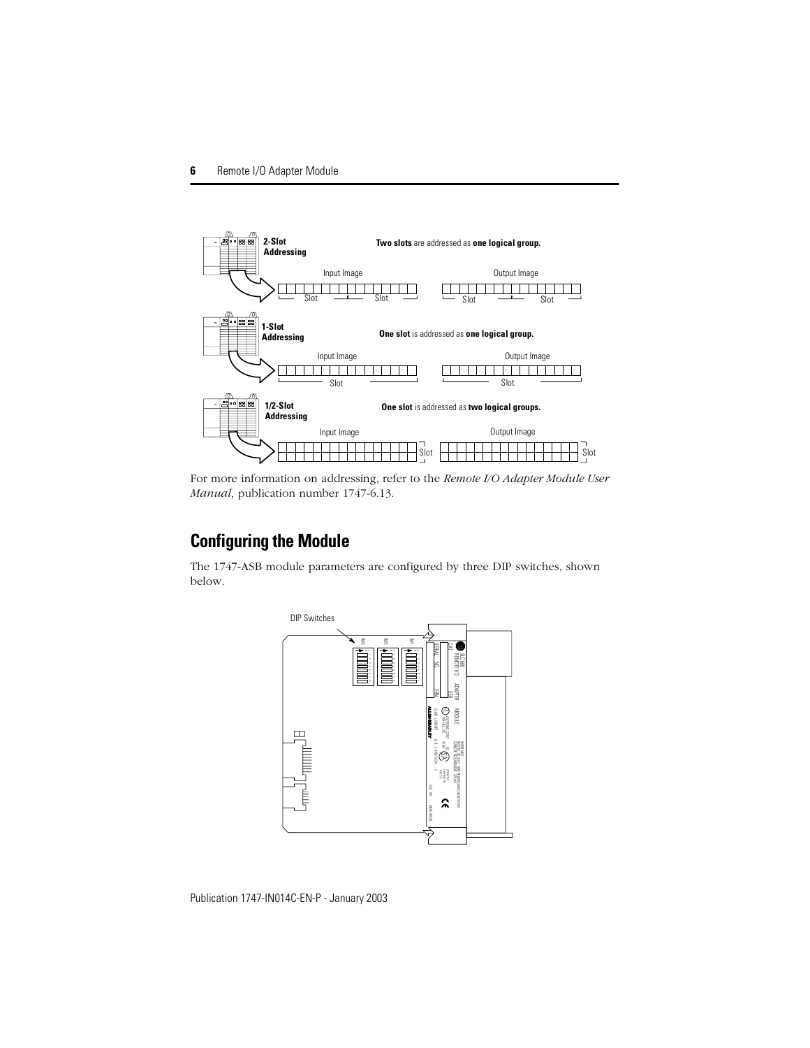**2-Slot Addressing** — **Two slots** are addressed as **one logical group.**

Input Image / Output Image — Slot, Slot / Slot, Slot

**1-Slot Addressing** — **One slot** is addressed as **one logical group.**

Input Image / Output Image — Slot / Slot

**1/2-Slot Addressing** — **One slot** is addressed as **two logical groups.**

Input Image / Output Image — Slot / Slot

For more information on addressing, refer to the *Remote I/O Adapter Module User Manual*, publication number 1747-6.13.

## Configuring the Module

The 1747-ASB module parameters are configured by three DIP switches, shown below.

DIP Switches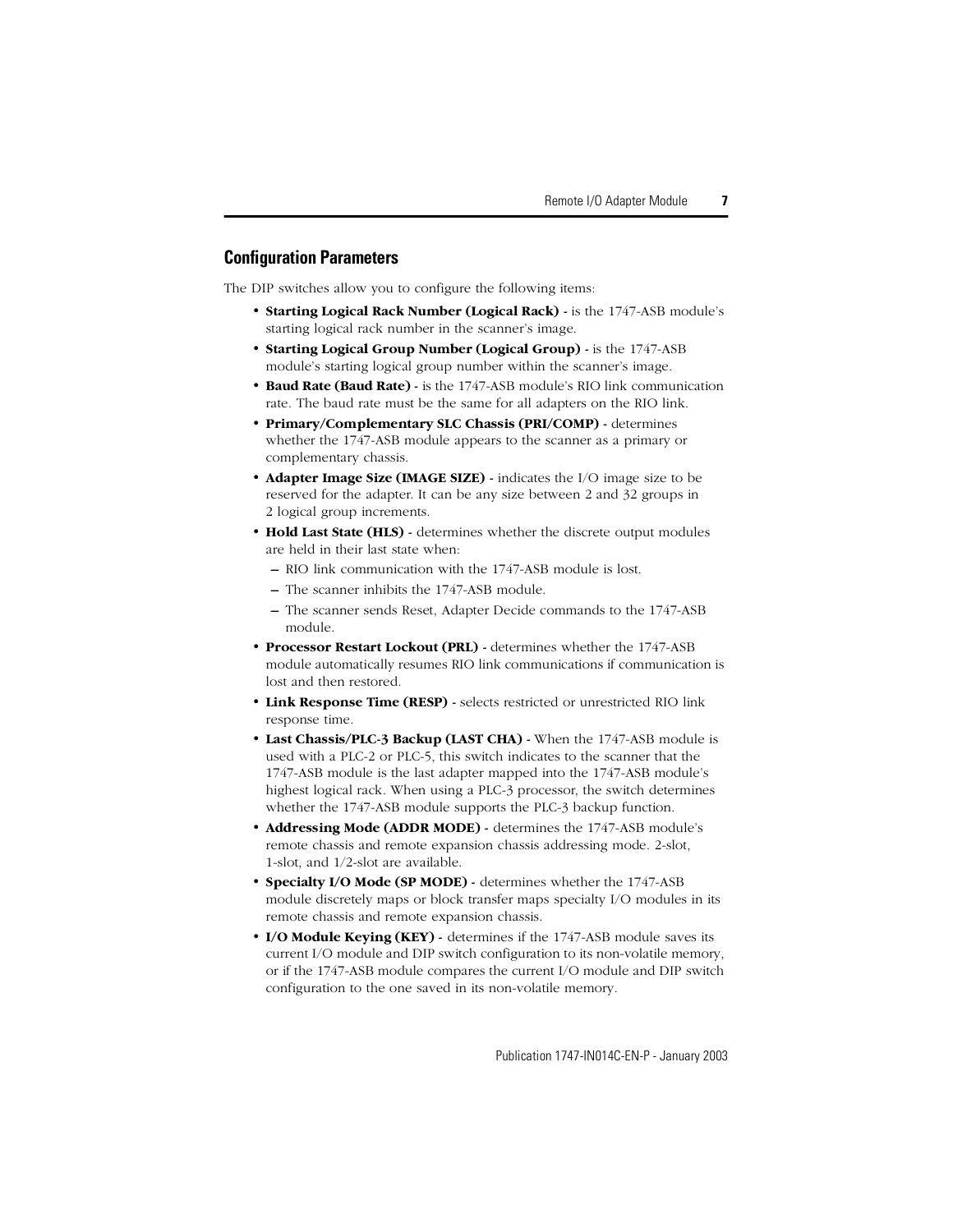## Configuration Parameters

The DIP switches allow you to configure the following items:

- **Starting Logical Rack Number (Logical Rack) -** is the 1747-ASB module's starting logical rack number in the scanner's image.
- **Starting Logical Group Number (Logical Group) -** is the 1747-ASB module's starting logical group number within the scanner's image.
- **Baud Rate (Baud Rate) -** is the 1747-ASB module's RIO link communication rate. The baud rate must be the same for all adapters on the RIO link.
- **Primary/Complementary SLC Chassis (PRI/COMP) -** determines whether the 1747-ASB module appears to the scanner as a primary or complementary chassis.
- **Adapter Image Size (IMAGE SIZE) -** indicates the I/O image size to be reserved for the adapter. It can be any size between 2 and 32 groups in 2 logical group increments.
- **Hold Last State (HLS) -** determines whether the discrete output modules are held in their last state when:
  - RIO link communication with the 1747-ASB module is lost.
  - The scanner inhibits the 1747-ASB module.
  - The scanner sends Reset, Adapter Decide commands to the 1747-ASB module.
- **Processor Restart Lockout (PRL) -** determines whether the 1747-ASB module automatically resumes RIO link communications if communication is lost and then restored.
- **Link Response Time (RESP) -** selects restricted or unrestricted RIO link response time.
- **Last Chassis/PLC-3 Backup (LAST CHA) -** When the 1747-ASB module is used with a PLC-2 or PLC-5, this switch indicates to the scanner that the 1747-ASB module is the last adapter mapped into the 1747-ASB module's highest logical rack. When using a PLC-3 processor, the switch determines whether the 1747-ASB module supports the PLC-3 backup function.
- **Addressing Mode (ADDR MODE) -** determines the 1747-ASB module's remote chassis and remote expansion chassis addressing mode. 2-slot, 1-slot, and 1/2-slot are available.
- **Specialty I/O Mode (SP MODE) -** determines whether the 1747-ASB module discretely maps or block transfer maps specialty I/O modules in its remote chassis and remote expansion chassis.
- **I/O Module Keying (KEY) -** determines if the 1747-ASB module saves its current I/O module and DIP switch configuration to its non-volatile memory, or if the 1747-ASB module compares the current I/O module and DIP switch configuration to the one saved in its non-volatile memory.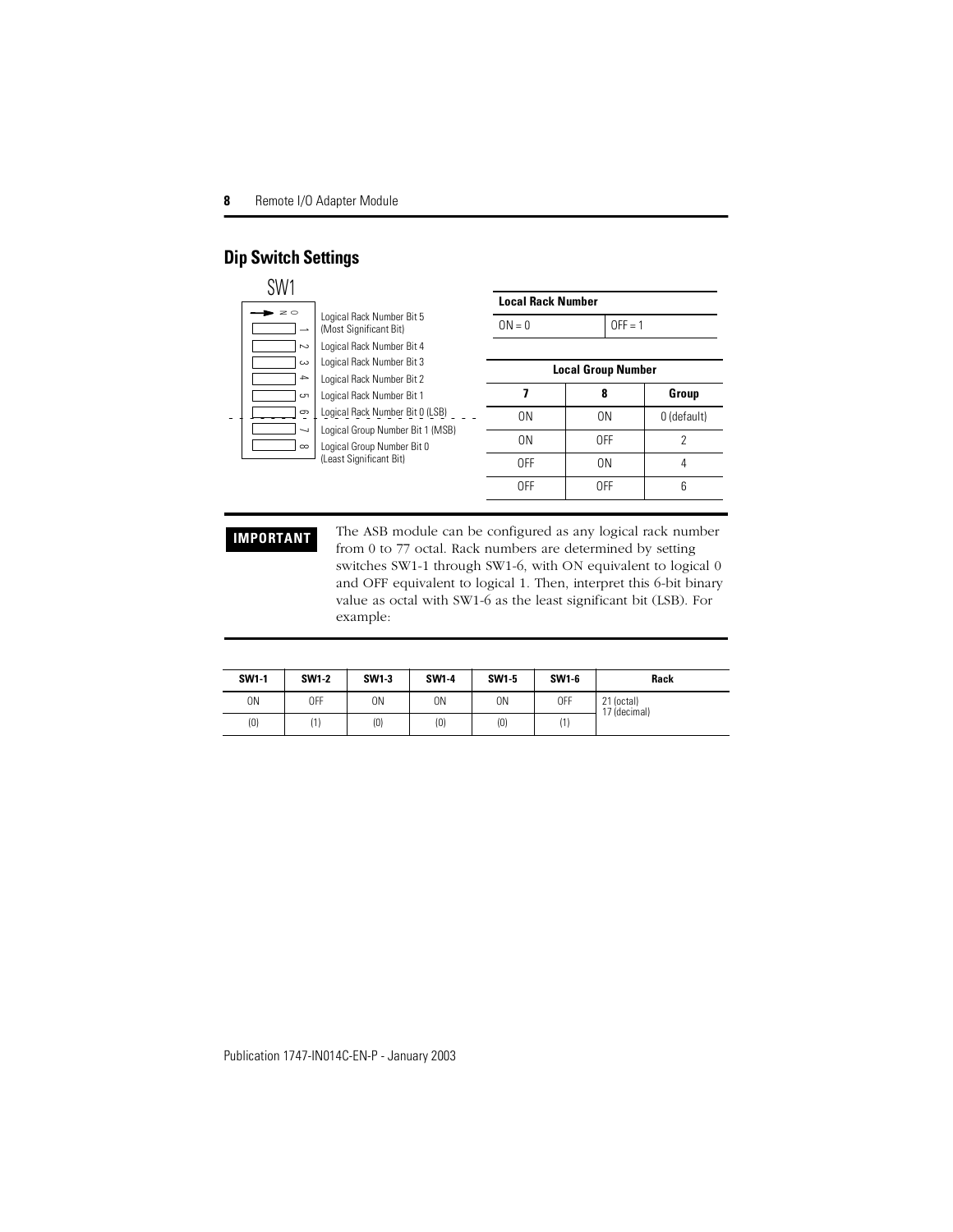## Dip Switch Settings

SW1

| Switch | Function |
|---|---|
| 1 | Logical Rack Number Bit 5 (Most Significant Bit) |
| 2 | Logical Rack Number Bit 4 |
| 3 | Logical Rack Number Bit 3 |
| 4 | Logical Rack Number Bit 2 |
| 5 | Logical Rack Number Bit 1 |
| 6 | Logical Rack Number Bit 0 (LSB) |
| 7 | Logical Group Number Bit 1 (MSB) |
| 8 | Logical Group Number Bit 0 (Least Significant Bit) |

| Local Rack Number | |
|---|---|
| ON = 0 | OFF = 1 |

| Local Group Number | | |
|---|---|---|
| 7 | 8 | Group |
| ON | ON | 0 (default) |
| ON | OFF | 2 |
| OFF | ON | 4 |
| OFF | OFF | 6 |

**IMPORTANT** The ASB module can be configured as any logical rack number from 0 to 77 octal. Rack numbers are determined by setting switches SW1-1 through SW1-6, with ON equivalent to logical 0 and OFF equivalent to logical 1. Then, interpret this 6-bit binary value as octal with SW1-6 as the least significant bit (LSB). For example:

| SW1-1 | SW1-2 | SW1-3 | SW1-4 | SW1-5 | SW1-6 | Rack |
|---|---|---|---|---|---|---|
| ON | OFF | ON | ON | ON | OFF | 21 (octal) 17 (decimal) |
| (0) | (1) | (0) | (0) | (0) | (1) | |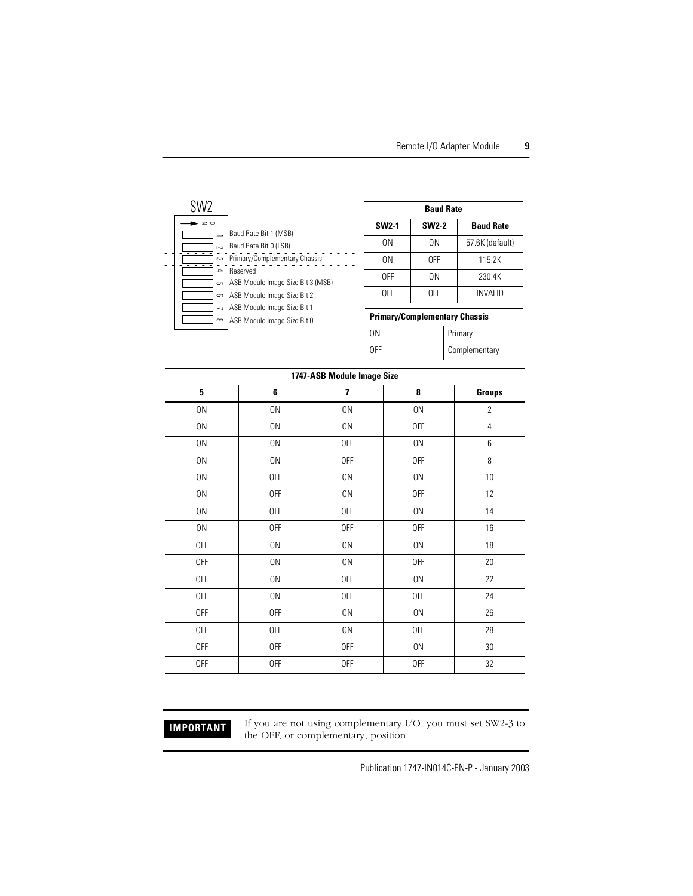SW2

| Switch | Function |
|---|---|
| 1 | Baud Rate Bit 1 (MSB) |
| 2 | Baud Rate Bit 0 (LSB) |
| 3 | Primary/Complementary Chassis |
| 4 | Reserved |
| 5 | ASB Module Image Size Bit 3 (MSB) |
| 6 | ASB Module Image Size Bit 2 |
| 7 | ASB Module Image Size Bit 1 |
| 8 | ASB Module Image Size Bit 0 |

**Baud Rate**

| SW2-1 | SW2-2 | Baud Rate |
|---|---|---|
| ON | ON | 57.6K (default) |
| ON | OFF | 115.2K |
| OFF | ON | 230.4K |
| OFF | OFF | INVALID |

**Primary/Complementary Chassis**

| Setting | Chassis |
|---|---|
| ON | Primary |
| OFF | Complementary |

**1747-ASB Module Image Size**

| 5 | 6 | 7 | 8 | Groups |
|---|---|---|---|---|
| ON | ON | ON | ON | 2 |
| ON | ON | ON | OFF | 4 |
| ON | ON | OFF | ON | 6 |
| ON | ON | OFF | OFF | 8 |
| ON | OFF | ON | ON | 10 |
| ON | OFF | ON | OFF | 12 |
| ON | OFF | OFF | ON | 14 |
| ON | OFF | OFF | OFF | 16 |
| OFF | ON | ON | ON | 18 |
| OFF | ON | ON | OFF | 20 |
| OFF | ON | OFF | ON | 22 |
| OFF | ON | OFF | OFF | 24 |
| OFF | OFF | ON | ON | 26 |
| OFF | OFF | ON | OFF | 28 |
| OFF | OFF | OFF | ON | 30 |
| OFF | OFF | OFF | OFF | 32 |

**IMPORTANT** If you are not using complementary I/O, you must set SW2-3 to the OFF, or complementary, position.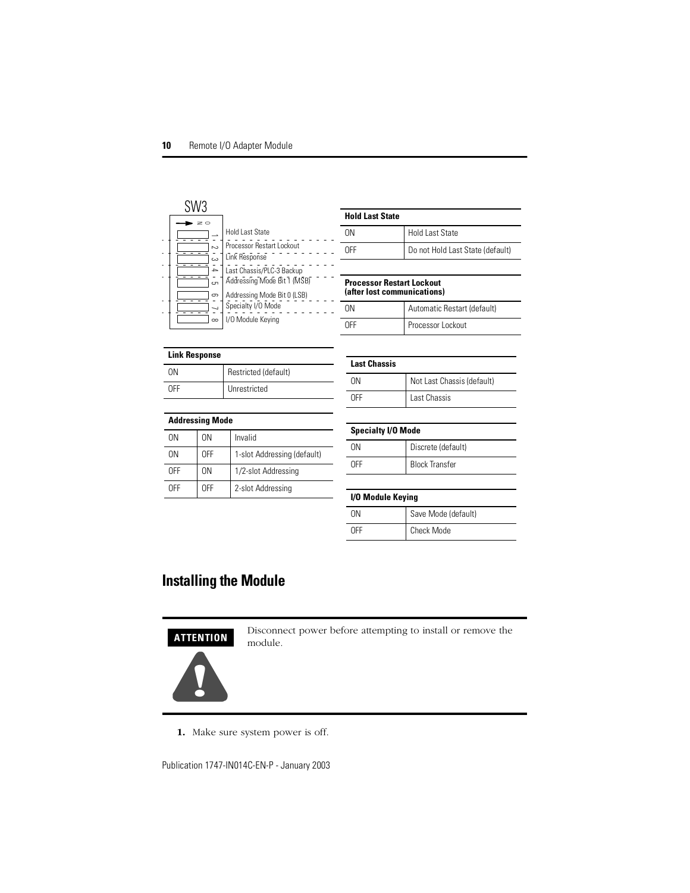SW3

| Switch | Function |
| --- | --- |
| 1 | Hold Last State |
| 2 | Processor Restart Lockout |
| 3 | Link Response |
| 4 | Last Chassis/PLC-3 Backup |
| 5 | Addressing Mode Bit 1 (MSB) |
| 6 | Addressing Mode Bit 0 (LSB) |
| 7 | Specialty I/O Mode |
| 8 | I/O Module Keying |

| Hold Last State | |
| --- | --- |
| ON | Hold Last State |
| OFF | Do not Hold Last State (default) |

| Processor Restart Lockout (after lost communications) | |
| --- | --- |
| ON | Automatic Restart (default) |
| OFF | Processor Lockout |

| Link Response | |
| --- | --- |
| ON | Restricted (default) |
| OFF | Unrestricted |

| Last Chassis | |
| --- | --- |
| ON | Not Last Chassis (default) |
| OFF | Last Chassis |

| Addressing Mode | | |
| --- | --- | --- |
| ON | ON | Invalid |
| ON | OFF | 1-slot Addressing (default) |
| OFF | ON | 1/2-slot Addressing |
| OFF | OFF | 2-slot Addressing |

| Specialty I/O Mode | |
| --- | --- |
| ON | Discrete (default) |
| OFF | Block Transfer |

| I/O Module Keying | |
| --- | --- |
| ON | Save Mode (default) |
| OFF | Check Mode |

## Installing the Module

**ATTENTION**

Disconnect power before attempting to install or remove the module.

1. Make sure system power is off.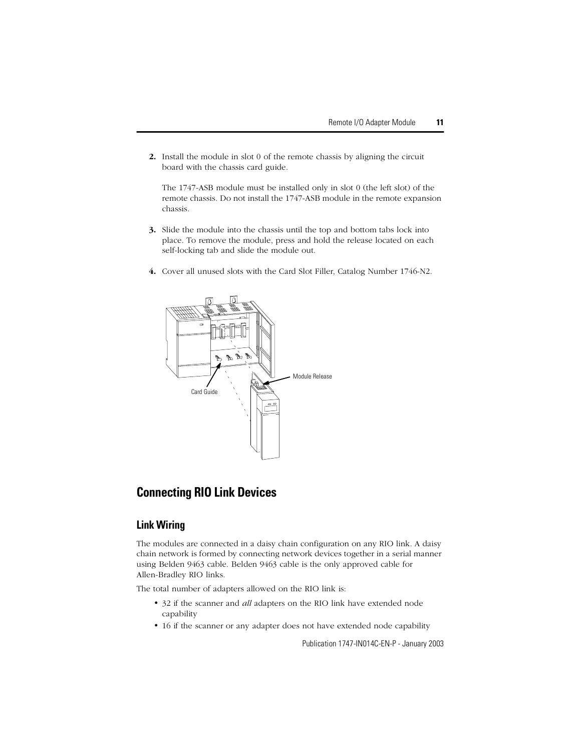2. Install the module in slot 0 of the remote chassis by aligning the circuit board with the chassis card guide.

   The 1747-ASB module must be installed only in slot 0 (the left slot) of the remote chassis. Do not install the 1747-ASB module in the remote expansion chassis.

3. Slide the module into the chassis until the top and bottom tabs lock into place. To remove the module, press and hold the release located on each self-locking tab and slide the module out.

4. Cover all unused slots with the Card Slot Filler, Catalog Number 1746-N2.

Module Release

Card Guide

## Connecting RIO Link Devices

### Link Wiring

The modules are connected in a daisy chain configuration on any RIO link. A daisy chain network is formed by connecting network devices together in a serial manner using Belden 9463 cable. Belden 9463 cable is the only approved cable for Allen-Bradley RIO links.

The total number of adapters allowed on the RIO link is:

- 32 if the scanner and *all* adapters on the RIO link have extended node capability
- 16 if the scanner or any adapter does not have extended node capability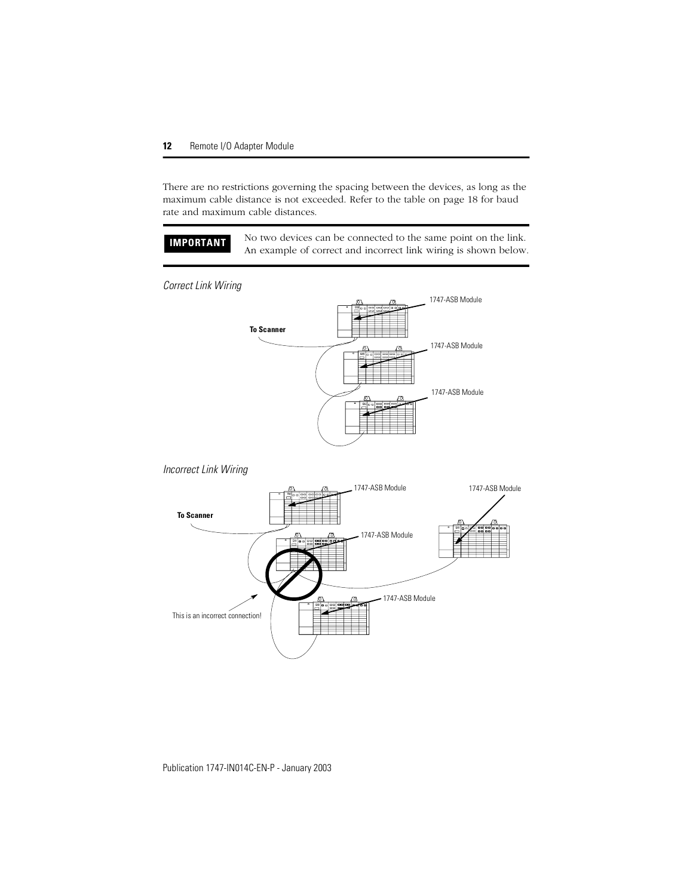There are no restrictions governing the spacing between the devices, as long as the maximum cable distance is not exceeded. Refer to the table on page 18 for baud rate and maximum cable distances.

**IMPORTANT** No two devices can be connected to the same point on the link. An example of correct and incorrect link wiring is shown below.

*Correct Link Wiring*

To Scanner

1747-ASB Module

1747-ASB Module

1747-ASB Module

*Incorrect Link Wiring*

To Scanner

1747-ASB Module

1747-ASB Module

1747-ASB Module

1747-ASB Module

This is an incorrect connection!

Publication 1747-IN014C-EN-P - January 2003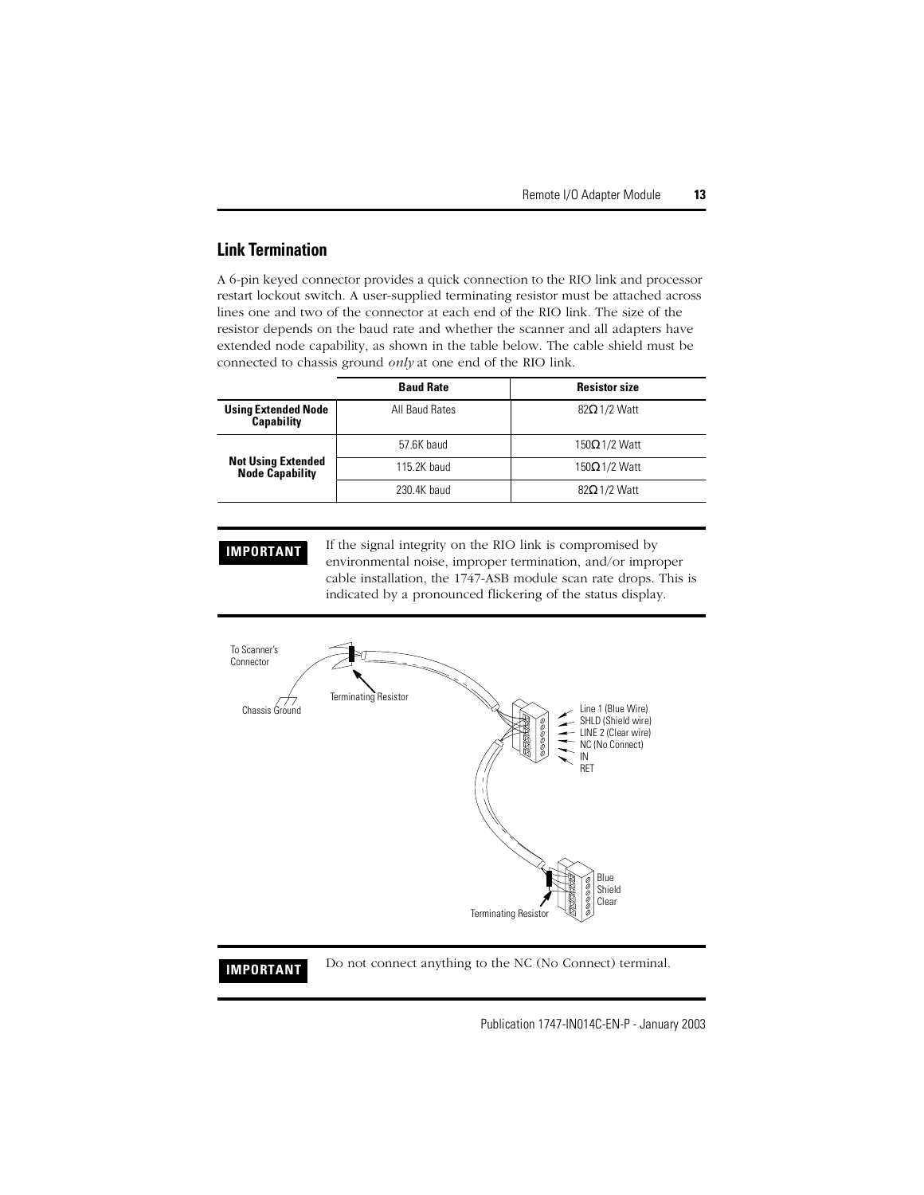## Link Termination

A 6-pin keyed connector provides a quick connection to the RIO link and processor restart lockout switch. A user-supplied terminating resistor must be attached across lines one and two of the connector at each end of the RIO link. The size of the resistor depends on the baud rate and whether the scanner and all adapters have extended node capability, as shown in the table below. The cable shield must be connected to chassis ground *only* at one end of the RIO link.

| | Baud Rate | Resistor size |
|---|---|---|
| **Using Extended Node Capability** | All Baud Rates | 82Ω 1/2 Watt |
| **Not Using Extended Node Capability** | 57.6K baud | 150Ω 1/2 Watt |
| | 115.2K baud | 150Ω 1/2 Watt |
| | 230.4K baud | 82Ω 1/2 Watt |

**IMPORTANT** If the signal integrity on the RIO link is compromised by environmental noise, improper termination, and/or improper cable installation, the 1747-ASB module scan rate drops. This is indicated by a pronounced flickering of the status display.

To Scanner's Connector

Chassis Ground

Terminating Resistor

Line 1 (Blue Wire)
SHLD (Shield wire)
LINE 2 (Clear wire)
NC (No Connect)
IN
RET

Blue
Shield
Clear

Terminating Resistor

**IMPORTANT** Do not connect anything to the NC (No Connect) terminal.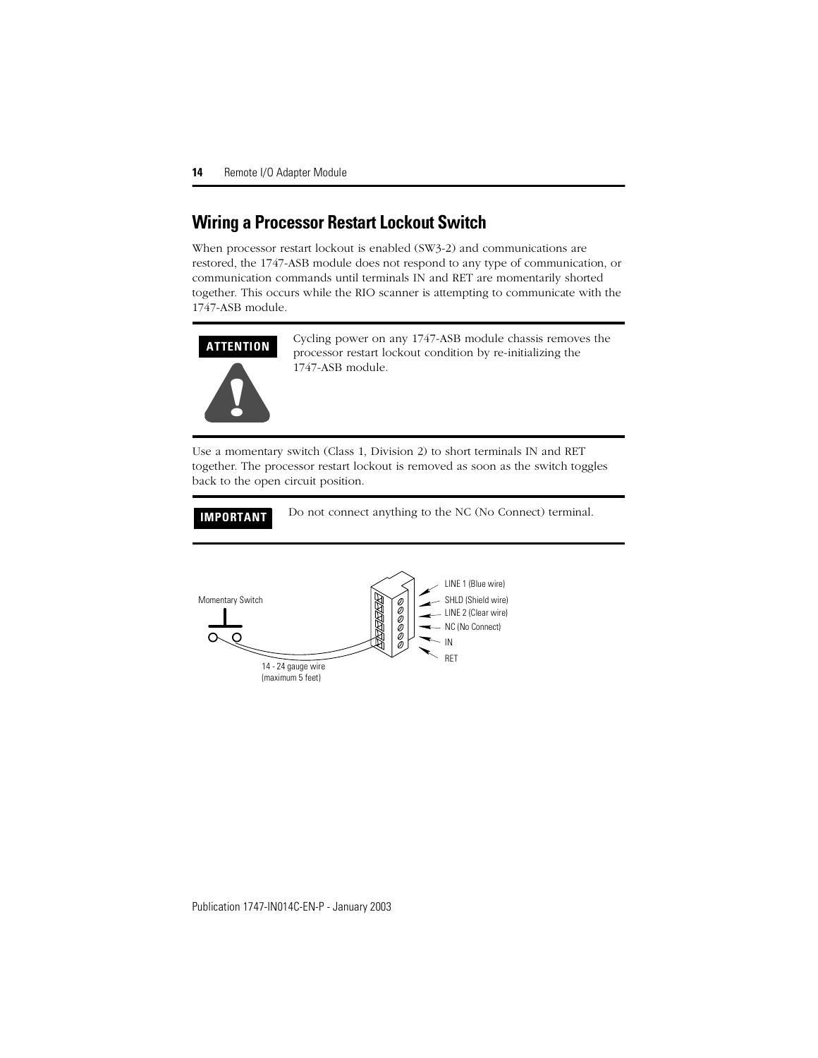## Wiring a Processor Restart Lockout Switch

When processor restart lockout is enabled (SW3-2) and communications are restored, the 1747-ASB module does not respond to any type of communication, or communication commands until terminals IN and RET are momentarily shorted together. This occurs while the RIO scanner is attempting to communicate with the 1747-ASB module.

**ATTENTION**

Cycling power on any 1747-ASB module chassis removes the processor restart lockout condition by re-initializing the 1747-ASB module.

Use a momentary switch (Class 1, Division 2) to short terminals IN and RET together. The processor restart lockout is removed as soon as the switch toggles back to the open circuit position.

**IMPORTANT**

Do not connect anything to the NC (No Connect) terminal.

Momentary Switch

14 - 24 gauge wire (maximum 5 feet)

LINE 1 (Blue wire)
SHLD (Shield wire)
LINE 2 (Clear wire)
NC (No Connect)
IN
RET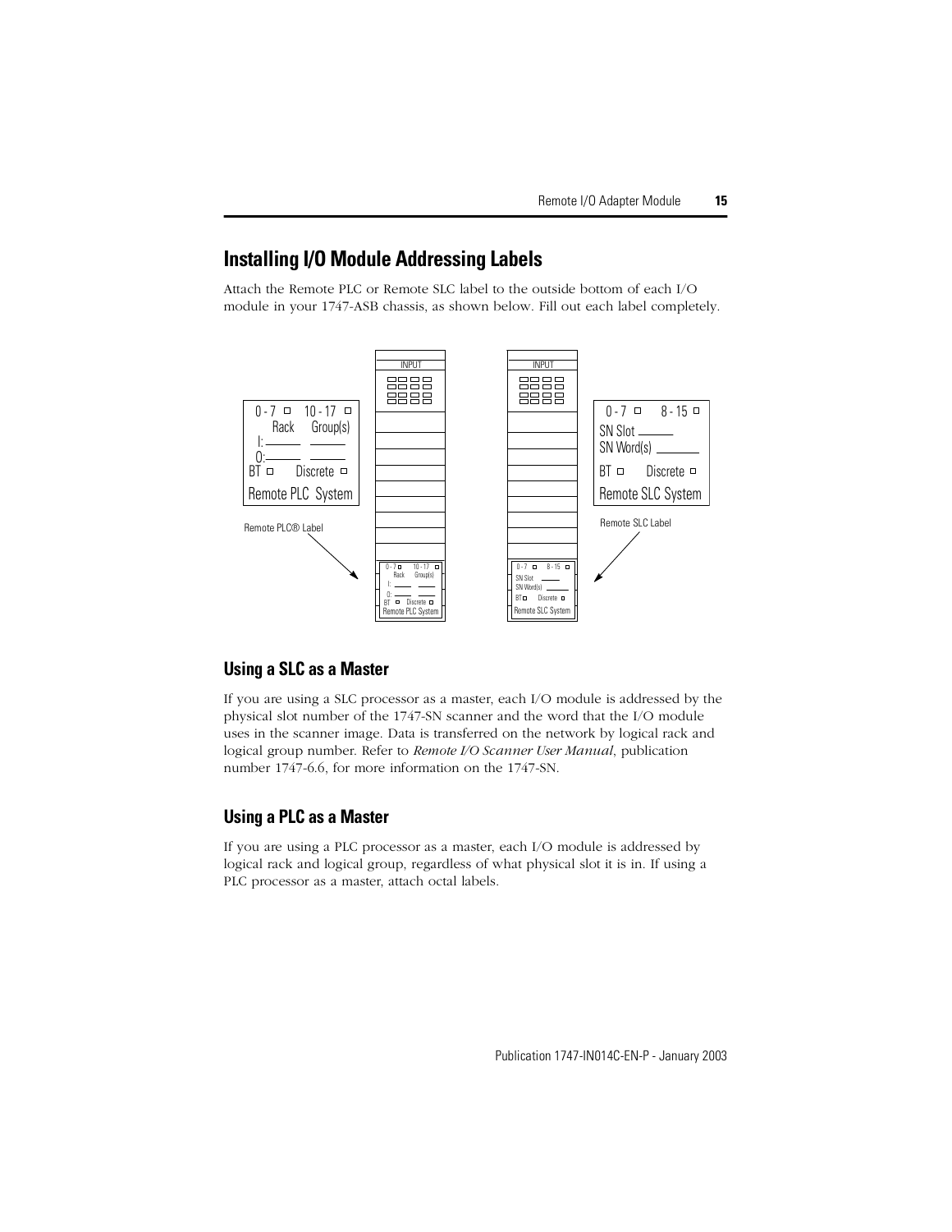## Installing I/O Module Addressing Labels

Attach the Remote PLC or Remote SLC label to the outside bottom of each I/O module in your 1747-ASB chassis, as shown below. Fill out each label completely.

Remote PLC® Label

Remote SLC Label

### Using a SLC as a Master

If you are using a SLC processor as a master, each I/O module is addressed by the physical slot number of the 1747-SN scanner and the word that the I/O module uses in the scanner image. Data is transferred on the network by logical rack and logical group number. Refer to *Remote I/O Scanner User Manual*, publication number 1747-6.6, for more information on the 1747-SN.

### Using a PLC as a Master

If you are using a PLC processor as a master, each I/O module is addressed by logical rack and logical group, regardless of what physical slot it is in. If using a PLC processor as a master, attach octal labels.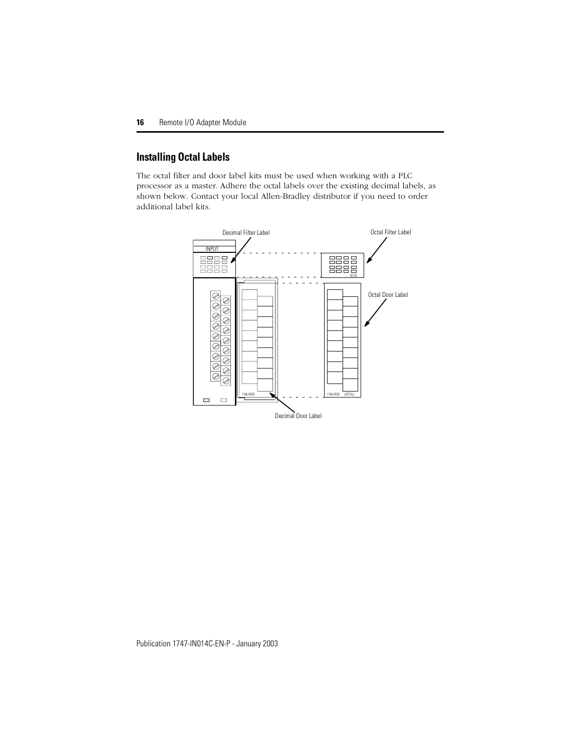## Installing Octal Labels

The octal filter and door label kits must be used when working with a PLC processor as a master. Adhere the octal labels over the existing decimal labels, as shown below. Contact your local Allen-Bradley distributor if you need to order additional label kits.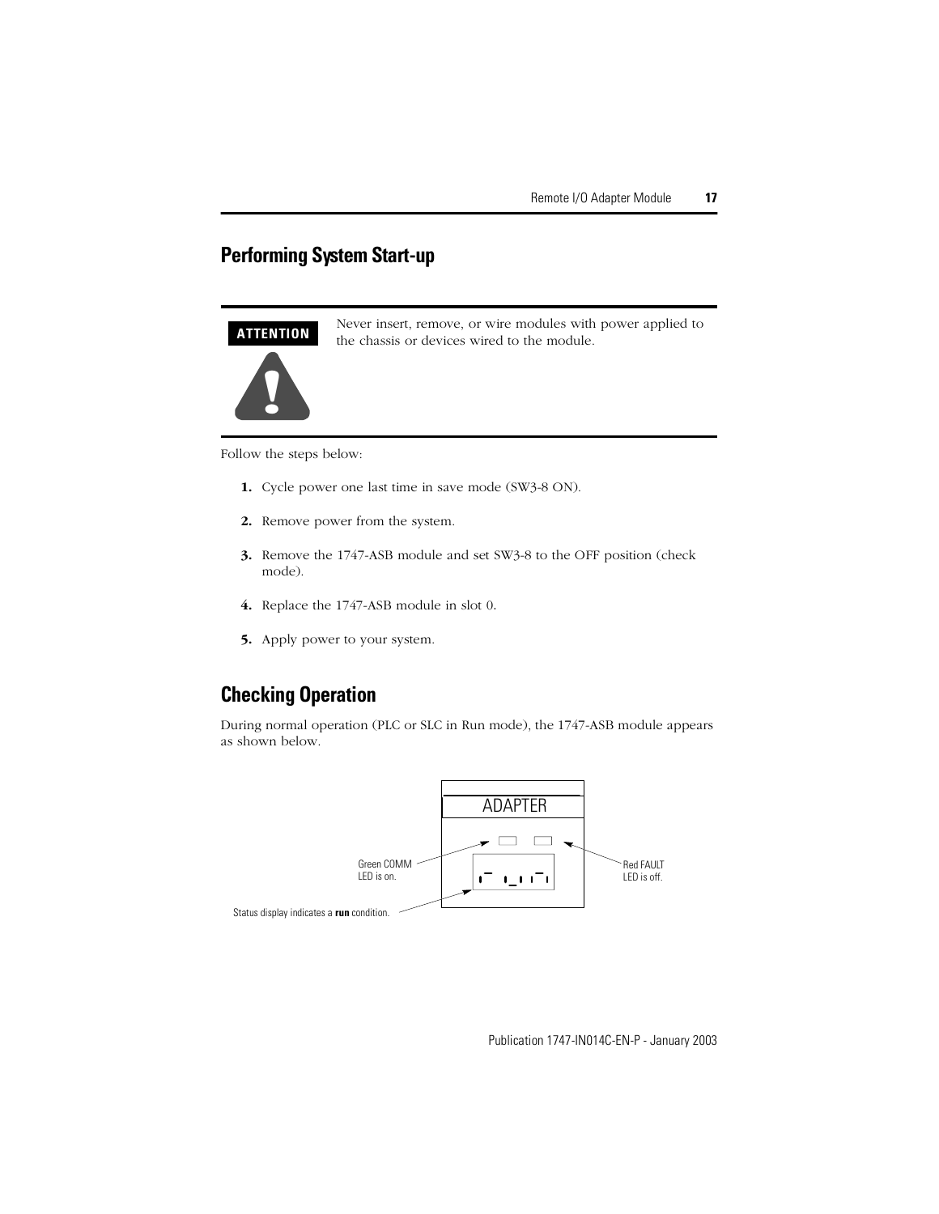## Performing System Start-up

**ATTENTION**

Never insert, remove, or wire modules with power applied to the chassis or devices wired to the module.

Follow the steps below:

1. Cycle power one last time in save mode (SW3-8 ON).
2. Remove power from the system.
3. Remove the 1747-ASB module and set SW3-8 to the OFF position (check mode).
4. Replace the 1747-ASB module in slot 0.
5. Apply power to your system.

## Checking Operation

During normal operation (PLC or SLC in Run mode), the 1747-ASB module appears as shown below.

ADAPTER

Green COMM LED is on.

Red FAULT LED is off.

Status display indicates a **run** condition.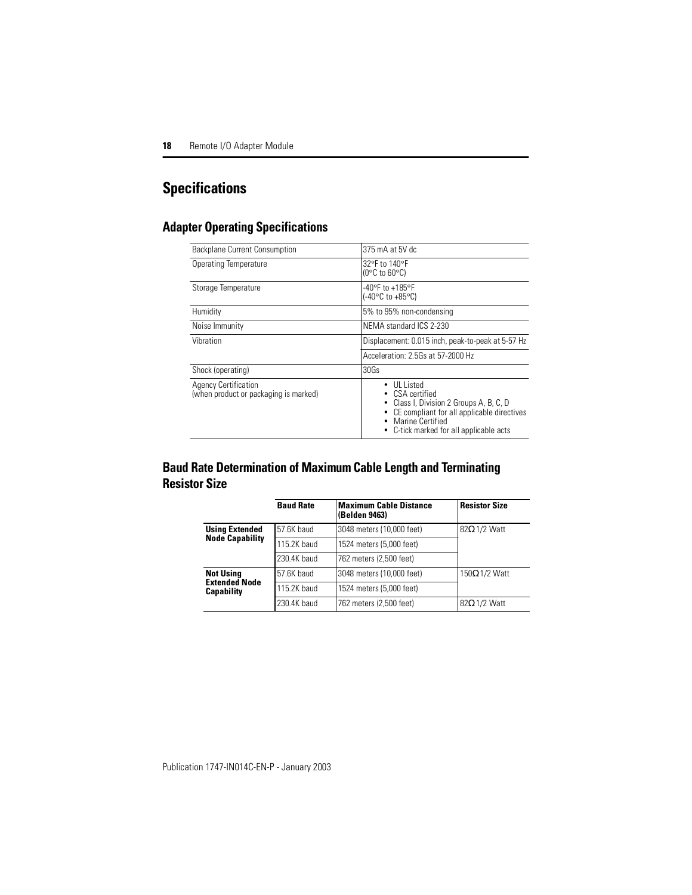# Specifications

## Adapter Operating Specifications

| Backplane Current Consumption | 375 mA at 5V dc |
|---|---|
| Operating Temperature | 32°F to 140°F<br>(0°C to 60°C) |
| Storage Temperature | -40°F to +185°F<br>(-40°C to +85°C) |
| Humidity | 5% to 95% non-condensing |
| Noise Immunity | NEMA standard ICS 2-230 |
| Vibration | Displacement: 0.015 inch, peak-to-peak at 5-57 Hz |
| | Acceleration: 2.5Gs at 57-2000 Hz |
| Shock (operating) | 30Gs |
| Agency Certification<br>(when product or packaging is marked) | • UL Listed<br>• CSA certified<br>• Class I, Division 2 Groups A, B, C, D<br>• CE compliant for all applicable directives<br>• Marine Certified<br>• C-tick marked for all applicable acts |

## Baud Rate Determination of Maximum Cable Length and Terminating Resistor Size

| | Baud Rate | Maximum Cable Distance (Belden 9463) | Resistor Size |
|---|---|---|---|
| **Using Extended Node Capability** | 57.6K baud | 3048 meters (10,000 feet) | 82Ω 1/2 Watt |
| | 115.2K baud | 1524 meters (5,000 feet) | |
| | 230.4K baud | 762 meters (2,500 feet) | |
| **Not Using Extended Node Capability** | 57.6K baud | 3048 meters (10,000 feet) | 150Ω 1/2 Watt |
| | 115.2K baud | 1524 meters (5,000 feet) | |
| | 230.4K baud | 762 meters (2,500 feet) | 82Ω 1/2 Watt |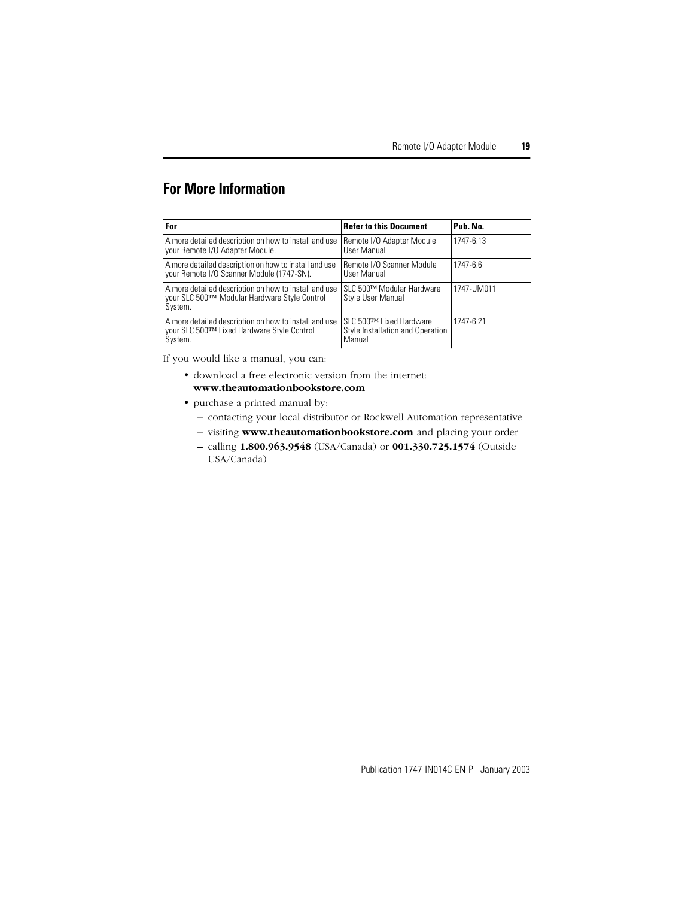## For More Information

| For | Refer to this Document | Pub. No. |
|---|---|---|
| A more detailed description on how to install and use your Remote I/O Adapter Module. | Remote I/O Adapter Module User Manual | 1747-6.13 |
| A more detailed description on how to install and use your Remote I/O Scanner Module (1747-SN). | Remote I/O Scanner Module User Manual | 1747-6.6 |
| A more detailed description on how to install and use your SLC 500™ Modular Hardware Style Control System. | SLC 500™ Modular Hardware Style User Manual | 1747-UM011 |
| A more detailed description on how to install and use your SLC 500™ Fixed Hardware Style Control System. | SLC 500™ Fixed Hardware Style Installation and Operation Manual | 1747-6.21 |

If you would like a manual, you can:

- download a free electronic version from the internet: **www.theautomationbookstore.com**
- purchase a printed manual by:
  - contacting your local distributor or Rockwell Automation representative
  - visiting **www.theautomationbookstore.com** and placing your order
  - calling **1.800.963.9548** (USA/Canada) or **001.330.725.1574** (Outside USA/Canada)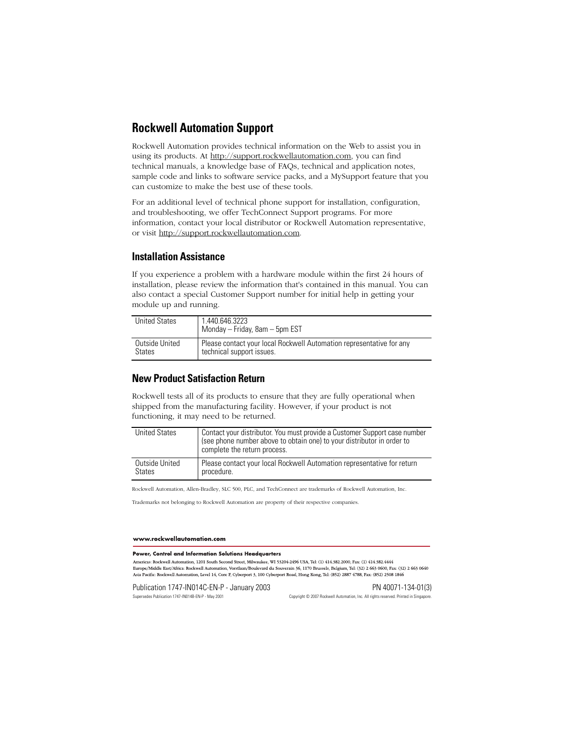## Rockwell Automation Support

Rockwell Automation provides technical information on the Web to assist you in using its products. At http://support.rockwellautomation.com, you can find technical manuals, a knowledge base of FAQs, technical and application notes, sample code and links to software service packs, and a MySupport feature that you can customize to make the best use of these tools.

For an additional level of technical phone support for installation, configuration, and troubleshooting, we offer TechConnect Support programs. For more information, contact your local distributor or Rockwell Automation representative, or visit http://support.rockwellautomation.com.

### Installation Assistance

If you experience a problem with a hardware module within the first 24 hours of installation, please review the information that's contained in this manual. You can also contact a special Customer Support number for initial help in getting your module up and running.

| | |
|---|---|
| United States | 1.440.646.3223<br>Monday – Friday, 8am – 5pm EST |
| Outside United States | Please contact your local Rockwell Automation representative for any technical support issues. |

### New Product Satisfaction Return

Rockwell tests all of its products to ensure that they are fully operational when shipped from the manufacturing facility. However, if your product is not functioning, it may need to be returned.

| | |
|---|---|
| United States | Contact your distributor. You must provide a Customer Support case number (see phone number above to obtain one) to your distributor in order to complete the return process. |
| Outside United States | Please contact your local Rockwell Automation representative for return procedure. |

Rockwell Automation, Allen-Bradley, SLC 500, PLC, and TechConnect are trademarks of Rockwell Automation, Inc.

Trademarks not belonging to Rockwell Automation are property of their respective companies.

**www.rockwellautomation.com**

**Power, Control and Information Solutions Headquarters**

Americas: Rockwell Automation, 1201 South Second Street, Milwaukee, WI 53204-2496 USA, Tel: (1) 414.382.2000, Fax: (1) 414.382.4444
Europe/Middle East/Africa: Rockwell Automation, Vorstlaan/Boulevard du Souverain 36, 1170 Brussels, Belgium, Tel: (32) 2 663 0600, Fax: (32) 2 663 0640
Asia Pacific: Rockwell Automation, Level 14, Core F, Cyberport 3, 100 Cyberport Road, Hong Kong, Tel: (852) 2887 4788, Fax: (852) 2508 1846

Publication 1747-IN014C-EN-P - January 2003 PN 40071-134-01(3)

Supersedes Publication 1747-IN014B-EN-P - May 2001 Copyright © 2007 Rockwell Automation, Inc. All rights reserved. Printed in Singapore.